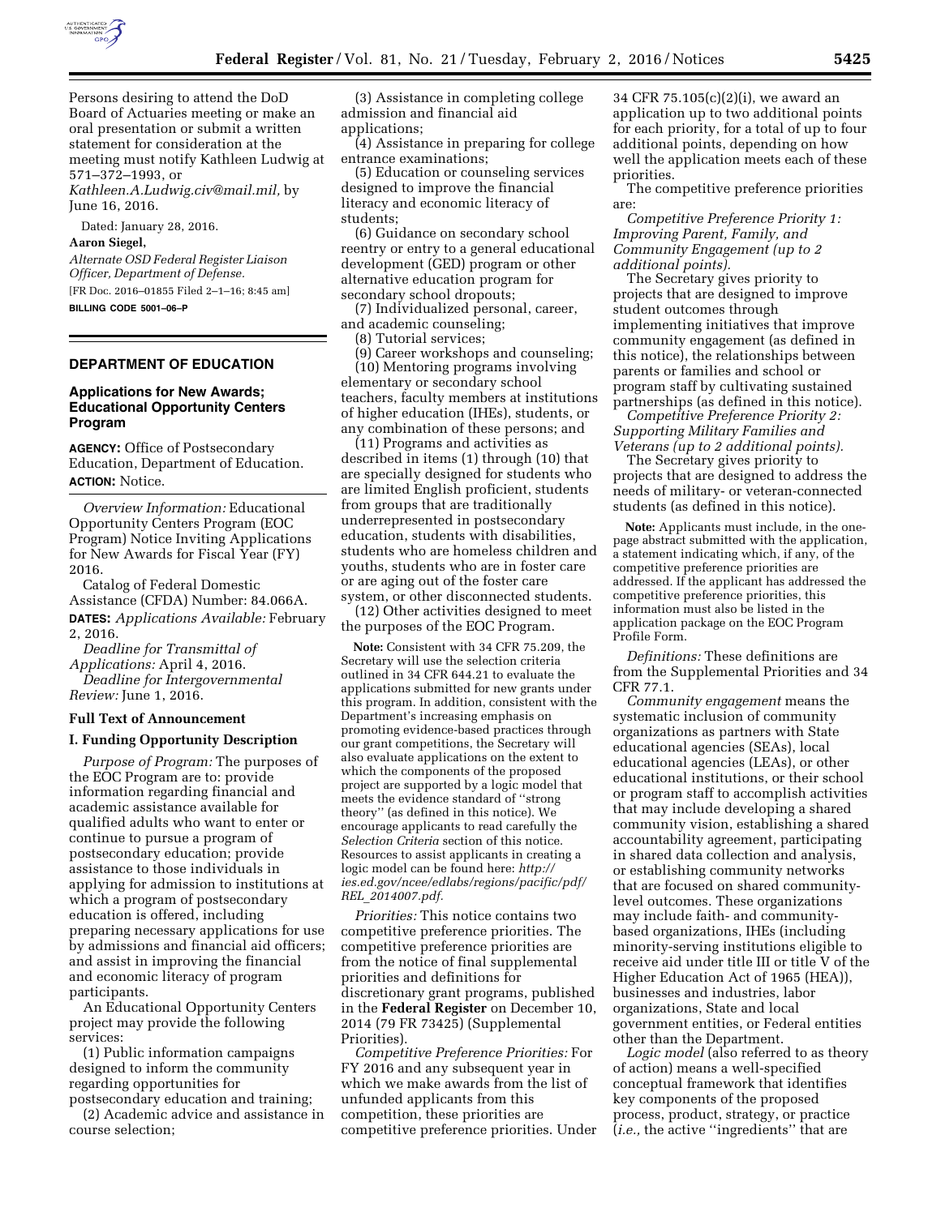Persons desiring to attend the DoD Board of Actuaries meeting or make an oral presentation or submit a written statement for consideration at the meeting must notify Kathleen Ludwig at 571–372–1993, or *Kathleen.A.Ludwig.civ@mail.mil,* by June 16, 2016.

Dated: January 28, 2016.

**Aaron Siegel,**

*Alternate OSD Federal Register Liaison Officer, Department of Defense.*

[FR Doc. 2016–01855 Filed 2–1–16; 8:45 am]

**BILLING CODE 5001–06–P**

## DEPARTMENT OF EDUCATION

### Applications for New Awards; Educational Opportunity Centers Program

**AGENCY:** Office of Postsecondary Education, Department of Education.

**ACTION:** Notice.

*Overview Information:* Educational Opportunity Centers Program (EOC Program) Notice Inviting Applications for New Awards for Fiscal Year (FY) 2016.

Catalog of Federal Domestic Assistance (CFDA) Number: 84.066A.

**DATES:** *Applications Available:* February 2, 2016.

*Deadline for Transmittal of Applications:* April 4, 2016.

*Deadline for Intergovernmental Review:* June 1, 2016.

### Full Text of Announcement

### I. Funding Opportunity Description

*Purpose of Program:* The purposes of the EOC Program are to: provide information regarding financial and academic assistance available for qualified adults who want to enter or continue to pursue a program of postsecondary education; provide assistance to those individuals in applying for admission to institutions at which a program of postsecondary education is offered, including preparing necessary applications for use by admissions and financial aid officers; and assist in improving the financial and economic literacy of program participants.

An Educational Opportunity Centers project may provide the following services:

(1) Public information campaigns designed to inform the community regarding opportunities for postsecondary education and training;

(2) Academic advice and assistance in course selection;

(3) Assistance in completing college admission and financial aid applications;

(4) Assistance in preparing for college entrance examinations;

(5) Education or counseling services designed to improve the financial literacy and economic literacy of students;

(6) Guidance on secondary school reentry or entry to a general educational development (GED) program or other alternative education program for secondary school dropouts;

(7) Individualized personal, career, and academic counseling;

(8) Tutorial services;

(9) Career workshops and counseling;

(10) Mentoring programs involving elementary or secondary school teachers, faculty members at institutions of higher education (IHEs), students, or any combination of these persons; and

(11) Programs and activities as described in items (1) through (10) that are specially designed for students who are limited English proficient, students from groups that are traditionally underrepresented in postsecondary education, students with disabilities, students who are homeless children and youths, students who are in foster care or are aging out of the foster care system, or other disconnected students.

(12) Other activities designed to meet the purposes of the EOC Program.

**Note:** Consistent with 34 CFR 75.209, the Secretary will use the selection criteria outlined in 34 CFR 644.21 to evaluate the applications submitted for new grants under this program. In addition, consistent with the Department's increasing emphasis on promoting evidence-based practices through our grant competitions, the Secretary will also evaluate applications on the extent to which the components of the proposed project are supported by a logic model that meets the evidence standard of "strong theory" (as defined in this notice). We encourage applicants to read carefully the *Selection Criteria* section of this notice. Resources to assist applicants in creating a logic model can be found here: *http://ies.ed.gov/ncee/edlabs/regions/pacific/pdf/REL_2014007.pdf.*

*Priorities:* This notice contains two competitive preference priorities. The competitive preference priorities are from the notice of final supplemental priorities and definitions for discretionary grant programs, published in the **Federal Register** on December 10, 2014 (79 FR 73425) (Supplemental Priorities).

*Competitive Preference Priorities:* For FY 2016 and any subsequent year in which we make awards from the list of unfunded applicants from this competition, these priorities are competitive preference priorities. Under 34 CFR 75.105(c)(2)(i), we award an application up to two additional points for each priority, for a total of up to four additional points, depending on how well the application meets each of these priorities.

The competitive preference priorities are:

*Competitive Preference Priority 1: Improving Parent, Family, and Community Engagement (up to 2 additional points).*

The Secretary gives priority to projects that are designed to improve student outcomes through implementing initiatives that improve community engagement (as defined in this notice), the relationships between parents or families and school or program staff by cultivating sustained partnerships (as defined in this notice).

*Competitive Preference Priority 2: Supporting Military Families and Veterans (up to 2 additional points).*

The Secretary gives priority to projects that are designed to address the needs of military- or veteran-connected students (as defined in this notice).

**Note:** Applicants must include, in the one-page abstract submitted with the application, a statement indicating which, if any, of the competitive preference priorities are addressed. If the applicant has addressed the competitive preference priorities, this information must also be listed in the application package on the EOC Program Profile Form.

*Definitions:* These definitions are from the Supplemental Priorities and 34 CFR 77.1.

*Community engagement* means the systematic inclusion of community organizations as partners with State educational agencies (SEAs), local educational agencies (LEAs), or other educational institutions, or their school or program staff to accomplish activities that may include developing a shared community vision, establishing a shared accountability agreement, participating in shared data collection and analysis, or establishing community networks that are focused on shared community-level outcomes. These organizations may include faith- and community-based organizations, IHEs (including minority-serving institutions eligible to receive aid under title III or title V of the Higher Education Act of 1965 (HEA)), businesses and industries, labor organizations, State and local government entities, or Federal entities other than the Department.

*Logic model* (also referred to as theory of action) means a well-specified conceptual framework that identifies key components of the proposed process, product, strategy, or practice (*i.e.,* the active "ingredients" that are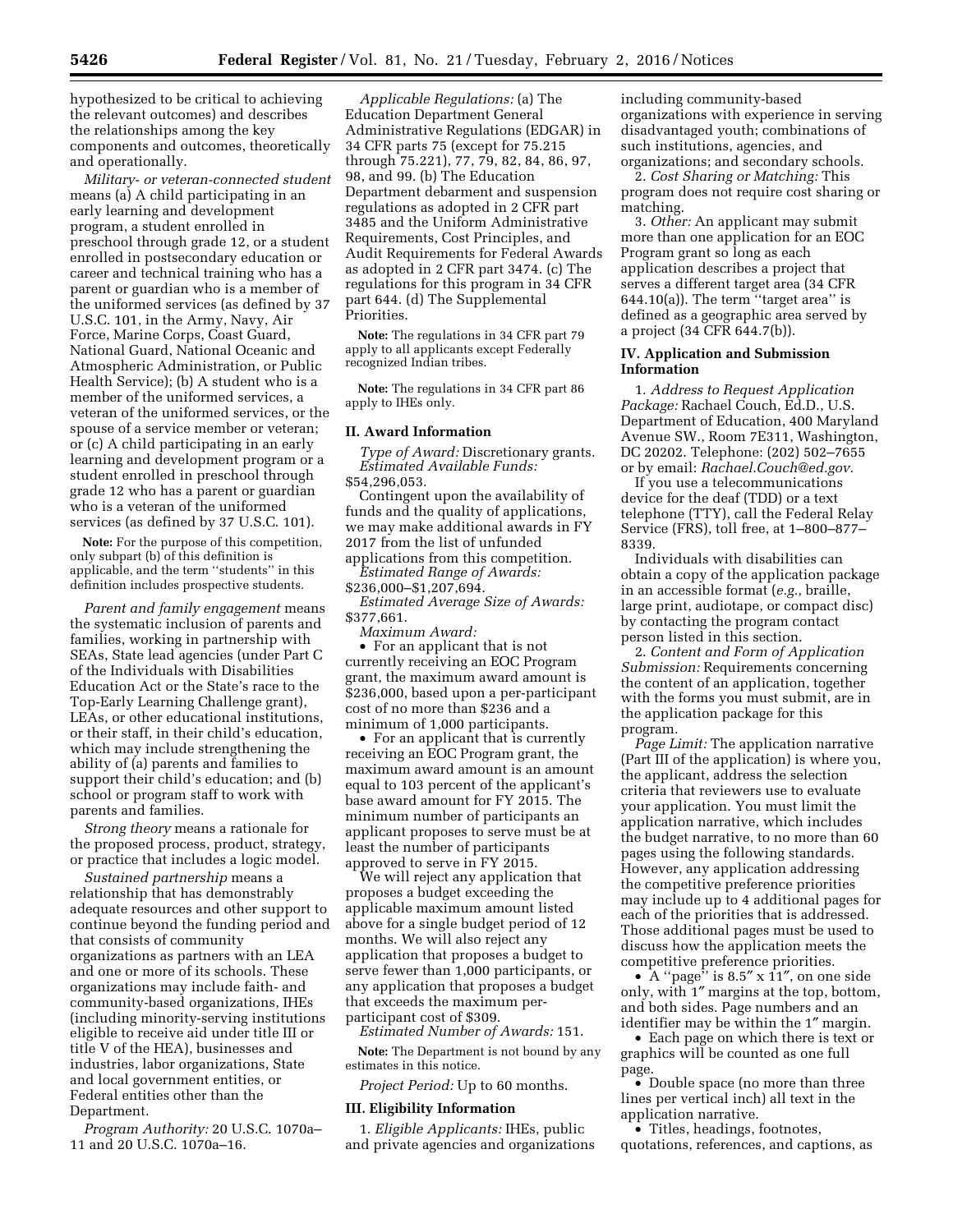hypothesized to be critical to achieving the relevant outcomes) and describes the relationships among the key components and outcomes, theoretically and operationally.

*Military- or veteran-connected student* means (a) A child participating in an early learning and development program, a student enrolled in preschool through grade 12, or a student enrolled in postsecondary education or career and technical training who has a parent or guardian who is a member of the uniformed services (as defined by 37 U.S.C. 101, in the Army, Navy, Air Force, Marine Corps, Coast Guard, National Guard, National Oceanic and Atmospheric Administration, or Public Health Service); (b) A student who is a member of the uniformed services, a veteran of the uniformed services, or the spouse of a service member or veteran; or (c) A child participating in an early learning and development program or a student enrolled in preschool through grade 12 who has a parent or guardian who is a veteran of the uniformed services (as defined by 37 U.S.C. 101).

**Note:** For the purpose of this competition, only subpart (b) of this definition is applicable, and the term ''students'' in this definition includes prospective students.

*Parent and family engagement* means the systematic inclusion of parents and families, working in partnership with SEAs, State lead agencies (under Part C of the Individuals with Disabilities Education Act or the State's race to the Top-Early Learning Challenge grant), LEAs, or other educational institutions, or their staff, in their child's education, which may include strengthening the ability of (a) parents and families to support their child's education; and (b) school or program staff to work with parents and families.

*Strong theory* means a rationale for the proposed process, product, strategy, or practice that includes a logic model.

*Sustained partnership* means a relationship that has demonstrably adequate resources and other support to continue beyond the funding period and that consists of community organizations as partners with an LEA and one or more of its schools. These organizations may include faith- and community-based organizations, IHEs (including minority-serving institutions eligible to receive aid under title III or title V of the HEA), businesses and industries, labor organizations, State and local government entities, or Federal entities other than the Department.

*Program Authority:* 20 U.S.C. 1070a–11 and 20 U.S.C. 1070a–16.

*Applicable Regulations:* (a) The Education Department General Administrative Regulations (EDGAR) in 34 CFR parts 75 (except for 75.215 through 75.221), 77, 79, 82, 84, 86, 97, 98, and 99. (b) The Education Department debarment and suspension regulations as adopted in 2 CFR part 3485 and the Uniform Administrative Requirements, Cost Principles, and Audit Requirements for Federal Awards as adopted in 2 CFR part 3474. (c) The regulations for this program in 34 CFR part 644. (d) The Supplemental Priorities.

**Note:** The regulations in 34 CFR part 79 apply to all applicants except Federally recognized Indian tribes.

**Note:** The regulations in 34 CFR part 86 apply to IHEs only.

## II. Award Information

*Type of Award:* Discretionary grants.

*Estimated Available Funds:* $54,296,053.

Contingent upon the availability of funds and the quality of applications, we may make additional awards in FY 2017 from the list of unfunded applications from this competition.

*Estimated Range of Awards:* $236,000–$1,207,694.

*Estimated Average Size of Awards:* $377,661.

*Maximum Award:*

- For an applicant that is not currently receiving an EOC Program grant, the maximum award amount is $236,000, based upon a per-participant cost of no more than $236 and a minimum of 1,000 participants.
- For an applicant that is currently receiving an EOC Program grant, the maximum award amount is an amount equal to 103 percent of the applicant's base award amount for FY 2015. The minimum number of participants an applicant proposes to serve must be at least the number of participants approved to serve in FY 2015.

We will reject any application that proposes a budget exceeding the applicable maximum amount listed above for a single budget period of 12 months. We will also reject any application that proposes a budget to serve fewer than 1,000 participants, or any application that proposes a budget that exceeds the maximum per-participant cost of $309.

*Estimated Number of Awards:* 151.

**Note:** The Department is not bound by any estimates in this notice.

*Project Period:* Up to 60 months.

## III. Eligibility Information

1. *Eligible Applicants:* IHEs, public and private agencies and organizations including community-based organizations with experience in serving disadvantaged youth; combinations of such institutions, agencies, and organizations; and secondary schools.

2. *Cost Sharing or Matching:* This program does not require cost sharing or matching.

3. *Other:* An applicant may submit more than one application for an EOC Program grant so long as each application describes a project that serves a different target area (34 CFR 644.10(a)). The term ''target area'' is defined as a geographic area served by a project (34 CFR 644.7(b)).

## IV. Application and Submission Information

1. *Address to Request Application Package:* Rachael Couch, Ed.D., U.S. Department of Education, 400 Maryland Avenue SW., Room 7E311, Washington, DC 20202. Telephone: (202) 502–7655 or by email: *Rachael.Couch@ed.gov*.

If you use a telecommunications device for the deaf (TDD) or a text telephone (TTY), call the Federal Relay Service (FRS), toll free, at 1–800–877–8339.

Individuals with disabilities can obtain a copy of the application package in an accessible format (*e.g.,* braille, large print, audiotape, or compact disc) by contacting the program contact person listed in this section.

2. *Content and Form of Application Submission:* Requirements concerning the content of an application, together with the forms you must submit, are in the application package for this program.

*Page Limit:* The application narrative (Part III of the application) is where you, the applicant, address the selection criteria that reviewers use to evaluate your application. You must limit the application narrative, which includes the budget narrative, to no more than 60 pages using the following standards. However, any application addressing the competitive preference priorities may include up to 4 additional pages for each of the priorities that is addressed. Those additional pages must be used to discuss how the application meets the competitive preference priorities.

- A ''page'' is 8.5″ x 11″, on one side only, with 1″ margins at the top, bottom, and both sides. Page numbers and an identifier may be within the 1″ margin.
- Each page on which there is text or graphics will be counted as one full page.
- Double space (no more than three lines per vertical inch) all text in the application narrative.
- Titles, headings, footnotes, quotations, references, and captions, as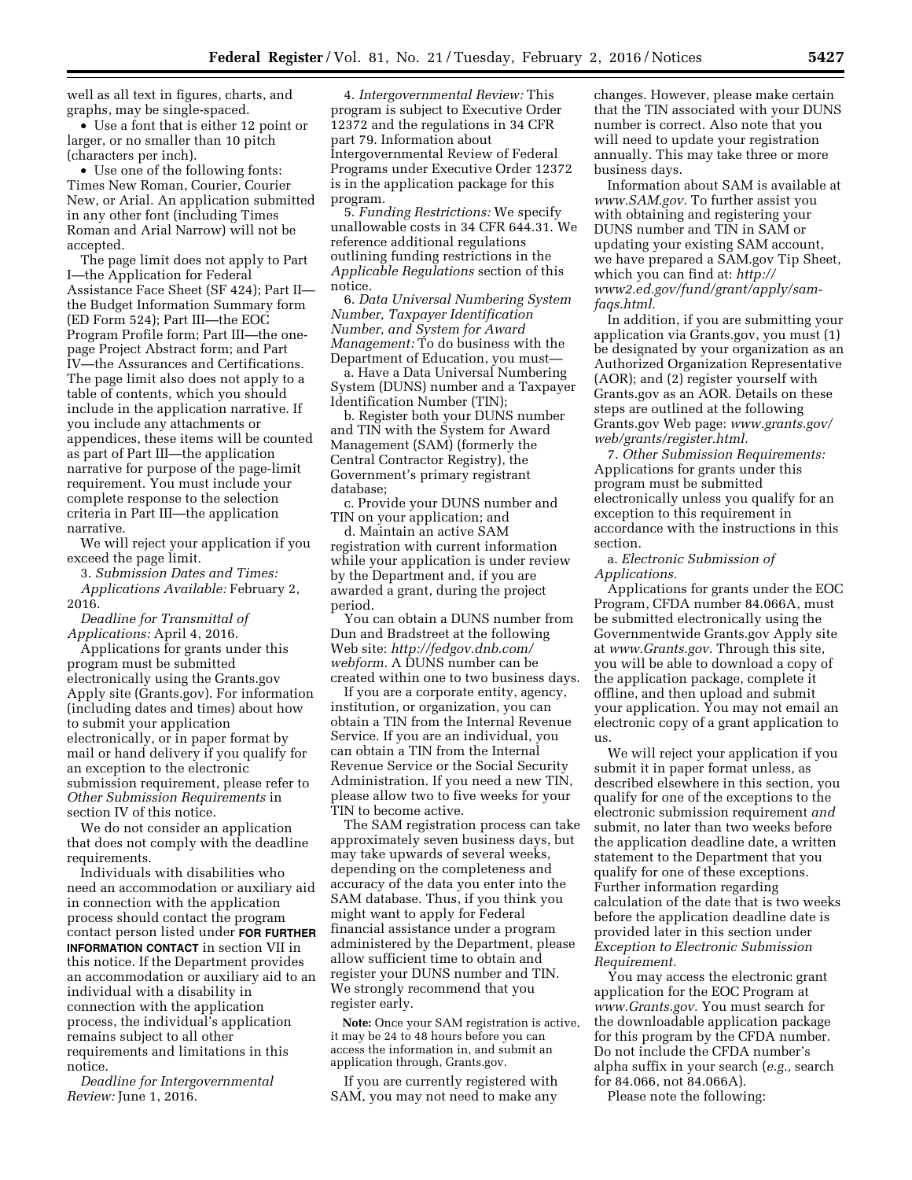well as all text in figures, charts, and graphs, may be single-spaced.

- Use a font that is either 12 point or larger, or no smaller than 10 pitch (characters per inch).
- Use one of the following fonts: Times New Roman, Courier, Courier New, or Arial. An application submitted in any other font (including Times Roman and Arial Narrow) will not be accepted.

The page limit does not apply to Part I—the Application for Federal Assistance Face Sheet (SF 424); Part II—the Budget Information Summary form (ED Form 524); Part III—the EOC Program Profile form; Part III—the one-page Project Abstract form; and Part IV—the Assurances and Certifications. The page limit also does not apply to a table of contents, which you should include in the application narrative. If you include any attachments or appendices, these items will be counted as part of Part III—the application narrative for purpose of the page-limit requirement. You must include your complete response to the selection criteria in Part III—the application narrative.

We will reject your application if you exceed the page limit.

3. *Submission Dates and Times:*

*Applications Available:* February 2, 2016.

*Deadline for Transmittal of Applications:* April 4, 2016.

Applications for grants under this program must be submitted electronically using the Grants.gov Apply site (Grants.gov). For information (including dates and times) about how to submit your application electronically, or in paper format by mail or hand delivery if you qualify for an exception to the electronic submission requirement, please refer to *Other Submission Requirements* in section IV of this notice.

We do not consider an application that does not comply with the deadline requirements.

Individuals with disabilities who need an accommodation or auxiliary aid in connection with the application process should contact the program contact person listed under **FOR FURTHER INFORMATION CONTACT** in section VII in this notice. If the Department provides an accommodation or auxiliary aid to an individual with a disability in connection with the application process, the individual's application remains subject to all other requirements and limitations in this notice.

*Deadline for Intergovernmental Review:* June 1, 2016.

4. *Intergovernmental Review:* This program is subject to Executive Order 12372 and the regulations in 34 CFR part 79. Information about Intergovernmental Review of Federal Programs under Executive Order 12372 is in the application package for this program.

5. *Funding Restrictions:* We specify unallowable costs in 34 CFR 644.31. We reference additional regulations outlining funding restrictions in the *Applicable Regulations* section of this notice.

6. *Data Universal Numbering System Number, Taxpayer Identification Number, and System for Award Management:* To do business with the Department of Education, you must—

a. Have a Data Universal Numbering System (DUNS) number and a Taxpayer Identification Number (TIN);

b. Register both your DUNS number and TIN with the System for Award Management (SAM) (formerly the Central Contractor Registry), the Government's primary registrant database;

c. Provide your DUNS number and TIN on your application; and

d. Maintain an active SAM registration with current information while your application is under review by the Department and, if you are awarded a grant, during the project period.

You can obtain a DUNS number from Dun and Bradstreet at the following Web site: *http://fedgov.dnb.com/webform.* A DUNS number can be created within one to two business days.

If you are a corporate entity, agency, institution, or organization, you can obtain a TIN from the Internal Revenue Service. If you are an individual, you can obtain a TIN from the Internal Revenue Service or the Social Security Administration. If you need a new TIN, please allow two to five weeks for your TIN to become active.

The SAM registration process can take approximately seven business days, but may take upwards of several weeks, depending on the completeness and accuracy of the data you enter into the SAM database. Thus, if you think you might want to apply for Federal financial assistance under a program administered by the Department, please allow sufficient time to obtain and register your DUNS number and TIN. We strongly recommend that you register early.

**Note:** Once your SAM registration is active, it may be 24 to 48 hours before you can access the information in, and submit an application through, Grants.gov.

If you are currently registered with SAM, you may not need to make any changes. However, please make certain that the TIN associated with your DUNS number is correct. Also note that you will need to update your registration annually. This may take three or more business days.

Information about SAM is available at *www.SAM.gov.* To further assist you with obtaining and registering your DUNS number and TIN in SAM or updating your existing SAM account, we have prepared a SAM.gov Tip Sheet, which you can find at: *http://www2.ed.gov/fund/grant/apply/sam-faqs.html.*

In addition, if you are submitting your application via Grants.gov, you must (1) be designated by your organization as an Authorized Organization Representative (AOR); and (2) register yourself with Grants.gov as an AOR. Details on these steps are outlined at the following Grants.gov Web page: *www.grants.gov/web/grants/register.html.*

7. *Other Submission Requirements:* Applications for grants under this program must be submitted electronically unless you qualify for an exception to this requirement in accordance with the instructions in this section.

a. *Electronic Submission of Applications.*

Applications for grants under the EOC Program, CFDA number 84.066A, must be submitted electronically using the Governmentwide Grants.gov Apply site at *www.Grants.gov.* Through this site, you will be able to download a copy of the application package, complete it offline, and then upload and submit your application. You may not email an electronic copy of a grant application to us.

We will reject your application if you submit it in paper format unless, as described elsewhere in this section, you qualify for one of the exceptions to the electronic submission requirement *and* submit, no later than two weeks before the application deadline date, a written statement to the Department that you qualify for one of these exceptions. Further information regarding calculation of the date that is two weeks before the application deadline date is provided later in this section under *Exception to Electronic Submission Requirement.*

You may access the electronic grant application for the EOC Program at *www.Grants.gov.* You must search for the downloadable application package for this program by the CFDA number. Do not include the CFDA number's alpha suffix in your search (*e.g.,* search for 84.066, not 84.066A).

Please note the following: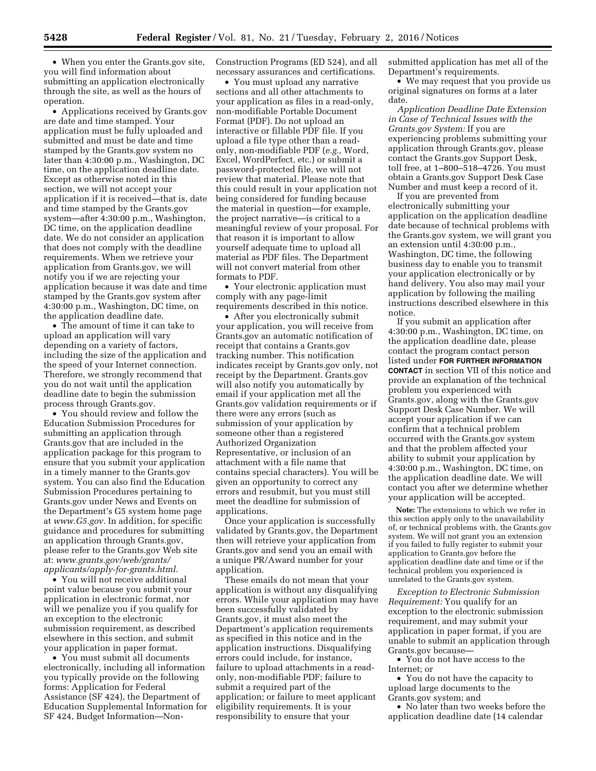- When you enter the Grants.gov site, you will find information about submitting an application electronically through the site, as well as the hours of operation.

- Applications received by Grants.gov are date and time stamped. Your application must be fully uploaded and submitted and must be date and time stamped by the Grants.gov system no later than 4:30:00 p.m., Washington, DC time, on the application deadline date. Except as otherwise noted in this section, we will not accept your application if it is received—that is, date and time stamped by the Grants.gov system—after 4:30:00 p.m., Washington, DC time, on the application deadline date. We do not consider an application that does not comply with the deadline requirements. When we retrieve your application from Grants.gov, we will notify you if we are rejecting your application because it was date and time stamped by the Grants.gov system after 4:30:00 p.m., Washington, DC time, on the application deadline date.

- The amount of time it can take to upload an application will vary depending on a variety of factors, including the size of the application and the speed of your Internet connection. Therefore, we strongly recommend that you do not wait until the application deadline date to begin the submission process through Grants.gov.

- You should review and follow the Education Submission Procedures for submitting an application through Grants.gov that are included in the application package for this program to ensure that you submit your application in a timely manner to the Grants.gov system. You can also find the Education Submission Procedures pertaining to Grants.gov under News and Events on the Department's G5 system home page at *www.G5.gov.* In addition, for specific guidance and procedures for submitting an application through Grants.gov, please refer to the Grants.gov Web site at: *www.grants.gov/web/grants/applicants/apply-for-grants.html.*

- You will not receive additional point value because you submit your application in electronic format, nor will we penalize you if you qualify for an exception to the electronic submission requirement, as described elsewhere in this section, and submit your application in paper format.

- You must submit all documents electronically, including all information you typically provide on the following forms: Application for Federal Assistance (SF 424), the Department of Education Supplemental Information for SF 424, Budget Information—Non-Construction Programs (ED 524), and all necessary assurances and certifications.

- You must upload any narrative sections and all other attachments to your application as files in a read-only, non-modifiable Portable Document Format (PDF). Do not upload an interactive or fillable PDF file. If you upload a file type other than a read-only, non-modifiable PDF (*e.g.,* Word, Excel, WordPerfect, etc.) or submit a password-protected file, we will not review that material. Please note that this could result in your application not being considered for funding because the material in question—for example, the project narrative—is critical to a meaningful review of your proposal. For that reason it is important to allow yourself adequate time to upload all material as PDF files. The Department will not convert material from other formats to PDF.

- Your electronic application must comply with any page-limit requirements described in this notice.

- After you electronically submit your application, you will receive from Grants.gov an automatic notification of receipt that contains a Grants.gov tracking number. This notification indicates receipt by Grants.gov only, not receipt by the Department. Grants.gov will also notify you automatically by email if your application met all the Grants.gov validation requirements or if there were any errors (such as submission of your application by someone other than a registered Authorized Organization Representative, or inclusion of an attachment with a file name that contains special characters). You will be given an opportunity to correct any errors and resubmit, but you must still meet the deadline for submission of applications.

Once your application is successfully validated by Grants.gov, the Department then will retrieve your application from Grants.gov and send you an email with a unique PR/Award number for your application.

These emails do not mean that your application is without any disqualifying errors. While your application may have been successfully validated by Grants.gov, it must also meet the Department's application requirements as specified in this notice and in the application instructions. Disqualifying errors could include, for instance, failure to upload attachments in a read-only, non-modifiable PDF; failure to submit a required part of the application; or failure to meet applicant eligibility requirements. It is your responsibility to ensure that your submitted application has met all of the Department's requirements.

- We may request that you provide us original signatures on forms at a later date.

*Application Deadline Date Extension in Case of Technical Issues with the Grants.gov System:* If you are experiencing problems submitting your application through Grants.gov, please contact the Grants.gov Support Desk, toll free, at 1–800–518–4726. You must obtain a Grants.gov Support Desk Case Number and must keep a record of it.

If you are prevented from electronically submitting your application on the application deadline date because of technical problems with the Grants.gov system, we will grant you an extension until 4:30:00 p.m., Washington, DC time, the following business day to enable you to transmit your application electronically or by hand delivery. You also may mail your application by following the mailing instructions described elsewhere in this notice.

If you submit an application after 4:30:00 p.m., Washington, DC time, on the application deadline date, please contact the program contact person listed under **FOR FURTHER INFORMATION CONTACT** in section VII of this notice and provide an explanation of the technical problem you experienced with Grants.gov, along with the Grants.gov Support Desk Case Number. We will accept your application if we can confirm that a technical problem occurred with the Grants.gov system and that the problem affected your ability to submit your application by 4:30:00 p.m., Washington, DC time, on the application deadline date. We will contact you after we determine whether your application will be accepted.

**Note:** The extensions to which we refer in this section apply only to the unavailability of, or technical problems with, the Grants.gov system. We will not grant you an extension if you failed to fully register to submit your application to Grants.gov before the application deadline date and time or if the technical problem you experienced is unrelated to the Grants.gov system.

*Exception to Electronic Submission Requirement:* You qualify for an exception to the electronic submission requirement, and may submit your application in paper format, if you are unable to submit an application through Grants.gov because—

- You do not have access to the Internet; or
- You do not have the capacity to upload large documents to the Grants.gov system; and
- No later than two weeks before the application deadline date (14 calendar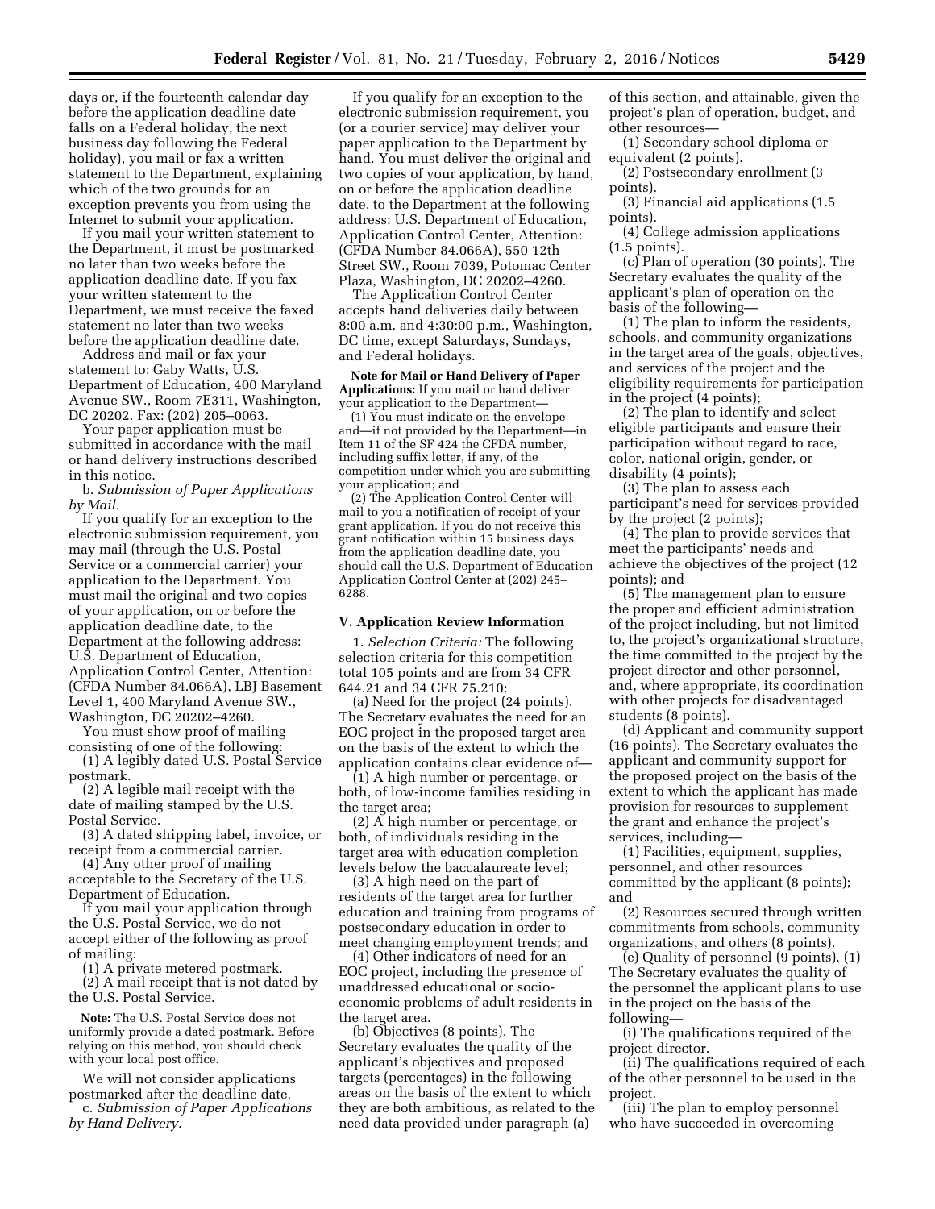days or, if the fourteenth calendar day before the application deadline date falls on a Federal holiday, the next business day following the Federal holiday), you mail or fax a written statement to the Department, explaining which of the two grounds for an exception prevents you from using the Internet to submit your application.

If you mail your written statement to the Department, it must be postmarked no later than two weeks before the application deadline date. If you fax your written statement to the Department, we must receive the faxed statement no later than two weeks before the application deadline date.

Address and mail or fax your statement to: Gaby Watts, U.S. Department of Education, 400 Maryland Avenue SW., Room 7E311, Washington, DC 20202. Fax: (202) 205–0063.

Your paper application must be submitted in accordance with the mail or hand delivery instructions described in this notice.

b. *Submission of Paper Applications by Mail.*

If you qualify for an exception to the electronic submission requirement, you may mail (through the U.S. Postal Service or a commercial carrier) your application to the Department. You must mail the original and two copies of your application, on or before the application deadline date, to the Department at the following address: U.S. Department of Education, Application Control Center, Attention: (CFDA Number 84.066A), LBJ Basement Level 1, 400 Maryland Avenue SW., Washington, DC 20202–4260.

You must show proof of mailing consisting of one of the following:

(1) A legibly dated U.S. Postal Service postmark.

(2) A legible mail receipt with the date of mailing stamped by the U.S. Postal Service.

(3) A dated shipping label, invoice, or receipt from a commercial carrier.

(4) Any other proof of mailing acceptable to the Secretary of the U.S. Department of Education.

If you mail your application through the U.S. Postal Service, we do not accept either of the following as proof of mailing:

(1) A private metered postmark.

(2) A mail receipt that is not dated by the U.S. Postal Service.

**Note:** The U.S. Postal Service does not uniformly provide a dated postmark. Before relying on this method, you should check with your local post office.

We will not consider applications postmarked after the deadline date.

c. *Submission of Paper Applications by Hand Delivery.*

If you qualify for an exception to the electronic submission requirement, you (or a courier service) may deliver your paper application to the Department by hand. You must deliver the original and two copies of your application, by hand, on or before the application deadline date, to the Department at the following address: U.S. Department of Education, Application Control Center, Attention: (CFDA Number 84.066A), 550 12th Street SW., Room 7039, Potomac Center Plaza, Washington, DC 20202–4260.

The Application Control Center accepts hand deliveries daily between 8:00 a.m. and 4:30:00 p.m., Washington, DC time, except Saturdays, Sundays, and Federal holidays.

**Note for Mail or Hand Delivery of Paper Applications:** If you mail or hand deliver your application to the Department—

(1) You must indicate on the envelope and—if not provided by the Department—in Item 11 of the SF 424 the CFDA number, including suffix letter, if any, of the competition under which you are submitting your application; and

(2) The Application Control Center will mail to you a notification of receipt of your grant application. If you do not receive this grant notification within 15 business days from the application deadline date, you should call the U.S. Department of Education Application Control Center at (202) 245–6288.

### V. Application Review Information

1. *Selection Criteria:* The following selection criteria for this competition total 105 points and are from 34 CFR 644.21 and 34 CFR 75.210:

(a) Need for the project (24 points). The Secretary evaluates the need for an EOC project in the proposed target area on the basis of the extent to which the application contains clear evidence of—

(1) A high number or percentage, or both, of low-income families residing in the target area;

(2) A high number or percentage, or both, of individuals residing in the target area with education completion levels below the baccalaureate level;

(3) A high need on the part of residents of the target area for further education and training from programs of postsecondary education in order to meet changing employment trends; and

(4) Other indicators of need for an EOC project, including the presence of unaddressed educational or socio-economic problems of adult residents in the target area.

(b) Objectives (8 points). The Secretary evaluates the quality of the applicant's objectives and proposed targets (percentages) in the following areas on the basis of the extent to which they are both ambitious, as related to the need data provided under paragraph (a) of this section, and attainable, given the project's plan of operation, budget, and other resources—

(1) Secondary school diploma or equivalent (2 points).

(2) Postsecondary enrollment (3 points).

(3) Financial aid applications (1.5 points).

(4) College admission applications (1.5 points).

(c) Plan of operation (30 points). The Secretary evaluates the quality of the applicant's plan of operation on the basis of the following—

(1) The plan to inform the residents, schools, and community organizations in the target area of the goals, objectives, and services of the project and the eligibility requirements for participation in the project (4 points);

(2) The plan to identify and select eligible participants and ensure their participation without regard to race, color, national origin, gender, or disability (4 points);

(3) The plan to assess each participant's need for services provided by the project (2 points);

(4) The plan to provide services that meet the participants' needs and achieve the objectives of the project (12 points); and

(5) The management plan to ensure the proper and efficient administration of the project including, but not limited to, the project's organizational structure, the time committed to the project by the project director and other personnel, and, where appropriate, its coordination with other projects for disadvantaged students (8 points).

(d) Applicant and community support (16 points). The Secretary evaluates the applicant and community support for the proposed project on the basis of the extent to which the applicant has made provision for resources to supplement the grant and enhance the project's services, including—

(1) Facilities, equipment, supplies, personnel, and other resources committed by the applicant (8 points); and

(2) Resources secured through written commitments from schools, community organizations, and others (8 points).

(e) Quality of personnel (9 points). (1) The Secretary evaluates the quality of the personnel the applicant plans to use in the project on the basis of the following—

(i) The qualifications required of the project director.

(ii) The qualifications required of each of the other personnel to be used in the project.

(iii) The plan to employ personnel who have succeeded in overcoming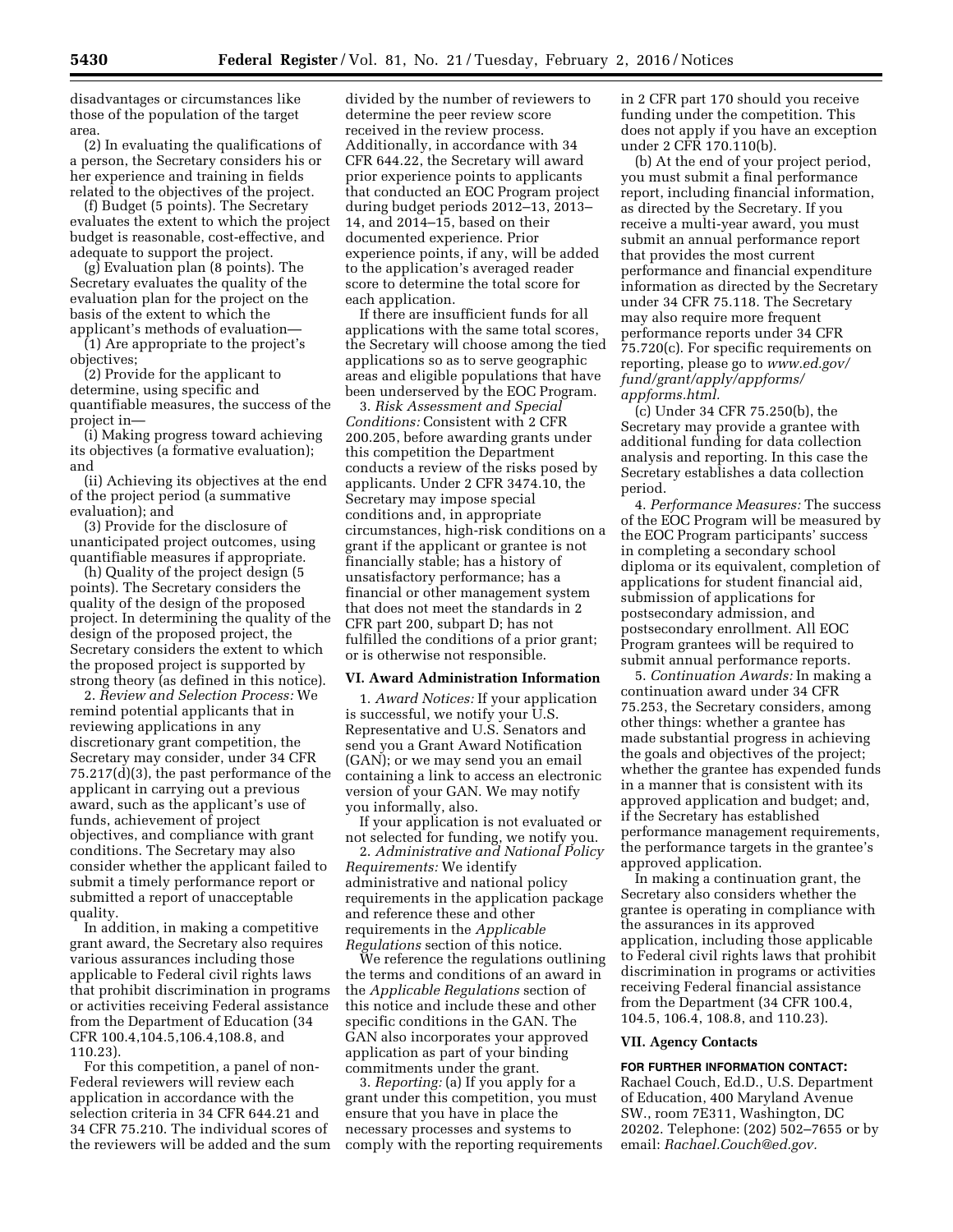disadvantages or circumstances like those of the population of the target area.

(2) In evaluating the qualifications of a person, the Secretary considers his or her experience and training in fields related to the objectives of the project.

(f) Budget (5 points). The Secretary evaluates the extent to which the project budget is reasonable, cost-effective, and adequate to support the project.

(g) Evaluation plan (8 points). The Secretary evaluates the quality of the evaluation plan for the project on the basis of the extent to which the applicant's methods of evaluation—

(1) Are appropriate to the project's objectives;

(2) Provide for the applicant to determine, using specific and quantifiable measures, the success of the project in—

(i) Making progress toward achieving its objectives (a formative evaluation); and

(ii) Achieving its objectives at the end of the project period (a summative evaluation); and

(3) Provide for the disclosure of unanticipated project outcomes, using quantifiable measures if appropriate.

(h) Quality of the project design (5 points). The Secretary considers the quality of the design of the proposed project. In determining the quality of the design of the proposed project, the Secretary considers the extent to which the proposed project is supported by strong theory (as defined in this notice).

2. *Review and Selection Process:* We remind potential applicants that in reviewing applications in any discretionary grant competition, the Secretary may consider, under 34 CFR 75.217(d)(3), the past performance of the applicant in carrying out a previous award, such as the applicant's use of funds, achievement of project objectives, and compliance with grant conditions. The Secretary may also consider whether the applicant failed to submit a timely performance report or submitted a report of unacceptable quality.

In addition, in making a competitive grant award, the Secretary also requires various assurances including those applicable to Federal civil rights laws that prohibit discrimination in programs or activities receiving Federal assistance from the Department of Education (34 CFR 100.4,104.5,106.4,108.8, and 110.23).

For this competition, a panel of non-Federal reviewers will review each application in accordance with the selection criteria in 34 CFR 644.21 and 34 CFR 75.210. The individual scores of the reviewers will be added and the sum divided by the number of reviewers to determine the peer review score received in the review process. Additionally, in accordance with 34 CFR 644.22, the Secretary will award prior experience points to applicants that conducted an EOC Program project during budget periods 2012–13, 2013–14, and 2014–15, based on their documented experience. Prior experience points, if any, will be added to the application's averaged reader score to determine the total score for each application.

If there are insufficient funds for all applications with the same total scores, the Secretary will choose among the tied applications so as to serve geographic areas and eligible populations that have been underserved by the EOC Program.

3. *Risk Assessment and Special Conditions:* Consistent with 2 CFR 200.205, before awarding grants under this competition the Department conducts a review of the risks posed by applicants. Under 2 CFR 3474.10, the Secretary may impose special conditions and, in appropriate circumstances, high-risk conditions on a grant if the applicant or grantee is not financially stable; has a history of unsatisfactory performance; has a financial or other management system that does not meet the standards in 2 CFR part 200, subpart D; has not fulfilled the conditions of a prior grant; or is otherwise not responsible.

## VI. Award Administration Information

1. *Award Notices:* If your application is successful, we notify your U.S. Representative and U.S. Senators and send you a Grant Award Notification (GAN); or we may send you an email containing a link to access an electronic version of your GAN. We may notify you informally, also.

If your application is not evaluated or not selected for funding, we notify you.

2. *Administrative and National Policy Requirements:* We identify administrative and national policy requirements in the application package and reference these and other requirements in the *Applicable Regulations* section of this notice.

We reference the regulations outlining the terms and conditions of an award in the *Applicable Regulations* section of this notice and include these and other specific conditions in the GAN. The GAN also incorporates your approved application as part of your binding commitments under the grant.

3. *Reporting:* (a) If you apply for a grant under this competition, you must ensure that you have in place the necessary processes and systems to comply with the reporting requirements in 2 CFR part 170 should you receive funding under the competition. This does not apply if you have an exception under 2 CFR 170.110(b).

(b) At the end of your project period, you must submit a final performance report, including financial information, as directed by the Secretary. If you receive a multi-year award, you must submit an annual performance report that provides the most current performance and financial expenditure information as directed by the Secretary under 34 CFR 75.118. The Secretary may also require more frequent performance reports under 34 CFR 75.720(c). For specific requirements on reporting, please go to *www.ed.gov/fund/grant/apply/appforms/appforms.html.*

(c) Under 34 CFR 75.250(b), the Secretary may provide a grantee with additional funding for data collection analysis and reporting. In this case the Secretary establishes a data collection period.

4. *Performance Measures:* The success of the EOC Program will be measured by the EOC Program participants' success in completing a secondary school diploma or its equivalent, completion of applications for student financial aid, submission of applications for postsecondary admission, and postsecondary enrollment. All EOC Program grantees will be required to submit annual performance reports.

5. *Continuation Awards:* In making a continuation award under 34 CFR 75.253, the Secretary considers, among other things: whether a grantee has made substantial progress in achieving the goals and objectives of the project; whether the grantee has expended funds in a manner that is consistent with its approved application and budget; and, if the Secretary has established performance management requirements, the performance targets in the grantee's approved application.

In making a continuation grant, the Secretary also considers whether the grantee is operating in compliance with the assurances in its approved application, including those applicable to Federal civil rights laws that prohibit discrimination in programs or activities receiving Federal financial assistance from the Department (34 CFR 100.4, 104.5, 106.4, 108.8, and 110.23).

## VII. Agency Contacts

**FOR FURTHER INFORMATION CONTACT:** Rachael Couch, Ed.D., U.S. Department of Education, 400 Maryland Avenue SW., room 7E311, Washington, DC 20202. Telephone: (202) 502–7655 or by email: *Rachael.Couch@ed.gov.*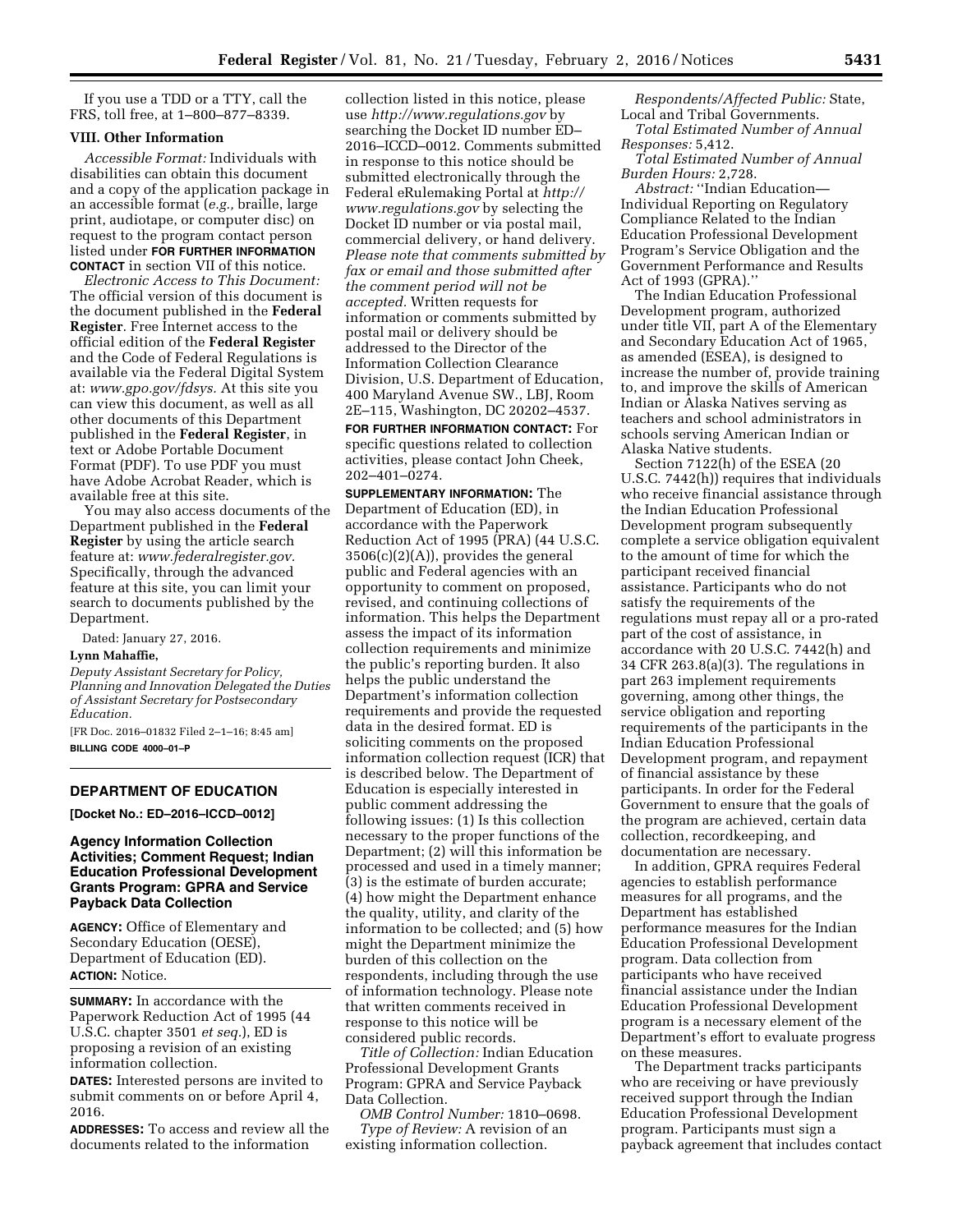If you use a TDD or a TTY, call the FRS, toll free, at 1–800–877–8339.

### VIII. Other Information

*Accessible Format:* Individuals with disabilities can obtain this document and a copy of the application package in an accessible format (*e.g.,* braille, large print, audiotape, or computer disc) on request to the program contact person listed under **FOR FURTHER INFORMATION CONTACT** in section VII of this notice.

*Electronic Access to This Document:* The official version of this document is the document published in the **Federal Register**. Free Internet access to the official edition of the **Federal Register** and the Code of Federal Regulations is available via the Federal Digital System at: *www.gpo.gov/fdsys.* At this site you can view this document, as well as all other documents of this Department published in the **Federal Register**, in text or Adobe Portable Document Format (PDF). To use PDF you must have Adobe Acrobat Reader, which is available free at this site.

You may also access documents of the Department published in the **Federal Register** by using the article search feature at: *www.federalregister.gov.* Specifically, through the advanced feature at this site, you can limit your search to documents published by the Department.

Dated: January 27, 2016.

**Lynn Mahaffie,**

*Deputy Assistant Secretary for Policy, Planning and Innovation Delegated the Duties of Assistant Secretary for Postsecondary Education.*

[FR Doc. 2016–01832 Filed 2–1–16; 8:45 am]

**BILLING CODE 4000–01–P**

---

## DEPARTMENT OF EDUCATION

**[Docket No.: ED–2016–ICCD–0012]**

### Agency Information Collection Activities; Comment Request; Indian Education Professional Development Grants Program: GPRA and Service Payback Data Collection

**AGENCY:** Office of Elementary and Secondary Education (OESE), Department of Education (ED).

**ACTION:** Notice.

**SUMMARY:** In accordance with the Paperwork Reduction Act of 1995 (44 U.S.C. chapter 3501 *et seq.*), ED is proposing a revision of an existing information collection.

**DATES:** Interested persons are invited to submit comments on or before April 4, 2016.

**ADDRESSES:** To access and review all the documents related to the information collection listed in this notice, please use *http://www.regulations.gov* by searching the Docket ID number ED–2016–ICCD–0012. Comments submitted in response to this notice should be submitted electronically through the Federal eRulemaking Portal at *http://www.regulations.gov* by selecting the Docket ID number or via postal mail, commercial delivery, or hand delivery. *Please note that comments submitted by fax or email and those submitted after the comment period will not be accepted.* Written requests for information or comments submitted by postal mail or delivery should be addressed to the Director of the Information Collection Clearance Division, U.S. Department of Education, 400 Maryland Avenue SW., LBJ, Room 2E–115, Washington, DC 20202–4537.

**FOR FURTHER INFORMATION CONTACT:** For specific questions related to collection activities, please contact John Cheek, 202–401–0274.

**SUPPLEMENTARY INFORMATION:** The Department of Education (ED), in accordance with the Paperwork Reduction Act of 1995 (PRA) (44 U.S.C. 3506(c)(2)(A)), provides the general public and Federal agencies with an opportunity to comment on proposed, revised, and continuing collections of information. This helps the Department assess the impact of its information collection requirements and minimize the public's reporting burden. It also helps the public understand the Department's information collection requirements and provide the requested data in the desired format. ED is soliciting comments on the proposed information collection request (ICR) that is described below. The Department of Education is especially interested in public comment addressing the following issues: (1) Is this collection necessary to the proper functions of the Department; (2) will this information be processed and used in a timely manner; (3) is the estimate of burden accurate; (4) how might the Department enhance the quality, utility, and clarity of the information to be collected; and (5) how might the Department minimize the burden of this collection on the respondents, including through the use of information technology. Please note that written comments received in response to this notice will be considered public records.

*Title of Collection:* Indian Education Professional Development Grants Program: GPRA and Service Payback Data Collection.

*OMB Control Number:* 1810–0698.

*Type of Review:* A revision of an existing information collection.

*Respondents/Affected Public:* State, Local and Tribal Governments.

*Total Estimated Number of Annual Responses:* 5,412.

*Total Estimated Number of Annual Burden Hours:* 2,728.

*Abstract:* ''Indian Education—Individual Reporting on Regulatory Compliance Related to the Indian Education Professional Development Program's Service Obligation and the Government Performance and Results Act of 1993 (GPRA).''

The Indian Education Professional Development program, authorized under title VII, part A of the Elementary and Secondary Education Act of 1965, as amended (ESEA), is designed to increase the number of, provide training to, and improve the skills of American Indian or Alaska Natives serving as teachers and school administrators in schools serving American Indian or Alaska Native students.

Section 7122(h) of the ESEA (20 U.S.C. 7442(h)) requires that individuals who receive financial assistance through the Indian Education Professional Development program subsequently complete a service obligation equivalent to the amount of time for which the participant received financial assistance. Participants who do not satisfy the requirements of the regulations must repay all or a pro-rated part of the cost of assistance, in accordance with 20 U.S.C. 7442(h) and 34 CFR 263.8(a)(3). The regulations in part 263 implement requirements governing, among other things, the service obligation and reporting requirements of the participants in the Indian Education Professional Development program, and repayment of financial assistance by these participants. In order for the Federal Government to ensure that the goals of the program are achieved, certain data collection, recordkeeping, and documentation are necessary.

In addition, GPRA requires Federal agencies to establish performance measures for all programs, and the Department has established performance measures for the Indian Education Professional Development program. Data collection from participants who have received financial assistance under the Indian Education Professional Development program is a necessary element of the Department's effort to evaluate progress on these measures.

The Department tracks participants who are receiving or have previously received support through the Indian Education Professional Development program. Participants must sign a payback agreement that includes contact